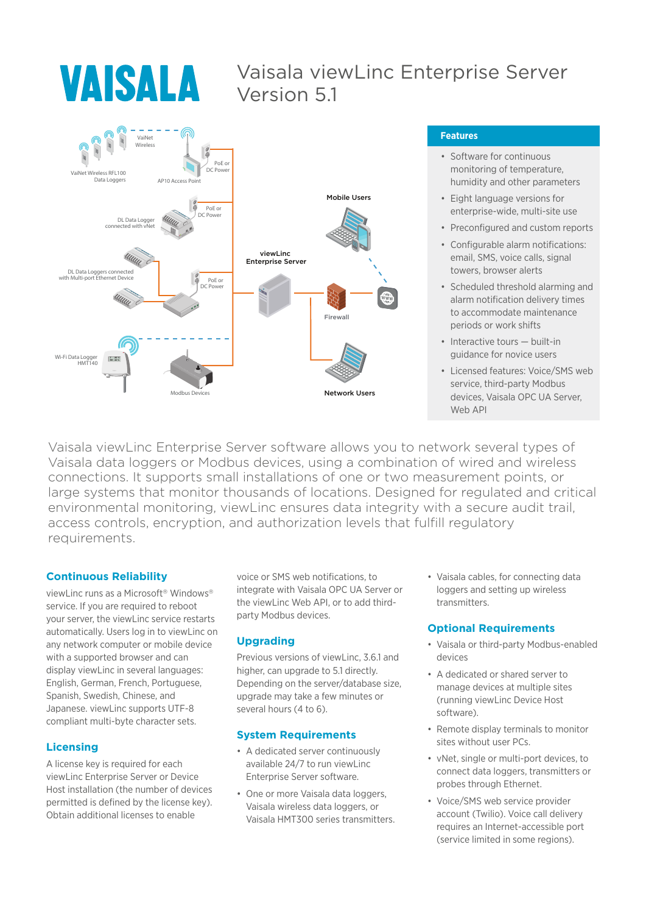# Vaisala viewLinc Enterprise Server Version 5.1

VAISALA

## Features

- Software for continuous monitoring of temperature, humidity and other parameters
- Eight language versions for enterprise-wide, multi-site use
- Preconfigured and custom reports
- Configurable alarm notifications: email, SMS, voice calls, signal towers, browser alerts
- Scheduled threshold alarming and alarm notification delivery times to accommodate maintenance periods or work shifts
- Interactive tours — built-in guidance for novice users
- Licensed features: Voice/SMS web service, third-party Modbus devices, Vaisala OPC UA Server, Web API

Vaisala viewLinc Enterprise Server software allows you to network several types of Vaisala data loggers or Modbus devices, using a combination of wired and wireless connections. It supports small installations of one or two measurement points, or large systems that monitor thousands of locations. Designed for regulated and critical environmental monitoring, viewLinc ensures data integrity with a secure audit trail, access controls, encryption, and authorization levels that fulfill regulatory requirements.

## Continuous Reliability

viewLinc runs as a Microsoft® Windows® service. If you are required to reboot your server, the viewLinc service restarts automatically. Users log in to viewLinc on any network computer or mobile device with a supported browser and can display viewLinc in several languages: English, German, French, Portuguese, Spanish, Swedish, Chinese, and Japanese. viewLinc supports UTF-8 compliant multi-byte character sets.

## Licensing

A license key is required for each viewLinc Enterprise Server or Device Host installation (the number of devices permitted is defined by the license key). Obtain additional licenses to enable voice or SMS web notifications, to integrate with Vaisala OPC UA Server or the viewLinc Web API, or to add third-party Modbus devices.

## Upgrading

Previous versions of viewLinc, 3.6.1 and higher, can upgrade to 5.1 directly. Depending on the server/database size, upgrade may take a few minutes or several hours (4 to 6).

## System Requirements

- A dedicated server continuously available 24/7 to run viewLinc Enterprise Server software.
- One or more Vaisala data loggers, Vaisala wireless data loggers, or Vaisala HMT300 series transmitters.
- Vaisala cables, for connecting data loggers and setting up wireless transmitters.

## Optional Requirements

- Vaisala or third-party Modbus-enabled devices
- A dedicated or shared server to manage devices at multiple sites (running viewLinc Device Host software).
- Remote display terminals to monitor sites without user PCs.
- vNet, single or multi-port devices, to connect data loggers, transmitters or probes through Ethernet.
- Voice/SMS web service provider account (Twilio). Voice call delivery requires an Internet-accessible port (service limited in some regions).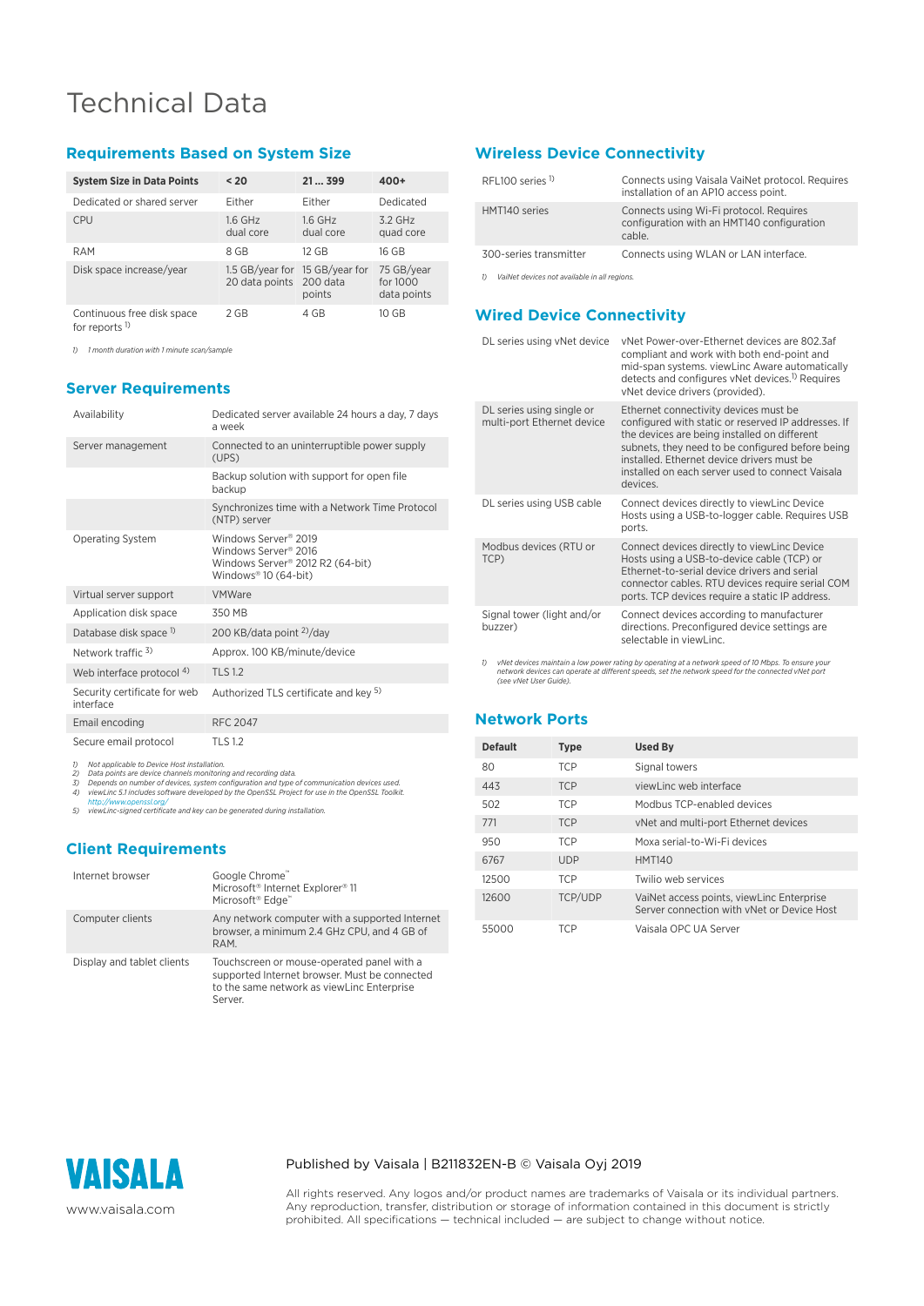# Technical Data

## Requirements Based on System Size

| System Size in Data Points | < 20 | 21 ... 399 | 400+ |
|---|---|---|---|
| Dedicated or shared server | Either | Either | Dedicated |
| CPU | 1.6 GHz dual core | 1.6 GHz dual core | 3.2 GHz quad core |
| RAM | 8 GB | 12 GB | 16 GB |
| Disk space increase/year | 1.5 GB/year for 20 data points | 15 GB/year for 200 data points | 75 GB/year for 1000 data points |
| Continuous free disk space for reports [1] | 2 GB | 4 GB | 10 GB |

1) 1 month duration with 1 minute scan/sample

## Server Requirements

| | |
|---|---|
| Availability | Dedicated server available 24 hours a day, 7 days a week |
| Server management | Connected to an uninterruptible power supply (UPS) |
| | Backup solution with support for open file backup |
| | Synchronizes time with a Network Time Protocol (NTP) server |
| Operating System | Windows Server® 2019<br>Windows Server® 2016<br>Windows Server® 2012 R2 (64-bit)<br>Windows® 10 (64-bit) |
| Virtual server support | VMWare |
| Application disk space | 350 MB |
| Database disk space [1] | 200 KB/data point [2]/day |
| Network traffic [3] | Approx. 100 KB/minute/device |
| Web interface protocol [4] | TLS 1.2 |
| Security certificate for web interface | Authorized TLS certificate and key [5] |
| Email encoding | RFC 2047 |
| Secure email protocol | TLS 1.2 |

1) Not applicable to Device Host installation.
2) Data points are device channels monitoring and recording data.
3) Depends on number of devices, system configuration and type of communication devices used.
4) viewLinc 5.1 includes software developed by the OpenSSL Project for use in the OpenSSL Toolkit. http://www.openssl.org/
5) viewLinc-signed certificate and key can be generated during installation.

## Client Requirements

| | |
|---|---|
| Internet browser | Google Chrome™<br>Microsoft® Internet Explorer® 11<br>Microsoft® Edge™ |
| Computer clients | Any network computer with a supported Internet browser, a minimum 2.4 GHz CPU, and 4 GB of RAM. |
| Display and tablet clients | Touchscreen or mouse-operated panel with a supported Internet browser. Must be connected to the same network as viewLinc Enterprise Server. |

## Wireless Device Connectivity

| | |
|---|---|
| RFL100 series [1] | Connects using Vaisala VaiNet protocol. Requires installation of an AP10 access point. |
| HMT140 series | Connects using Wi-Fi protocol. Requires configuration with an HMT140 configuration cable. |
| 300-series transmitter | Connects using WLAN or LAN interface. |

1) VaiNet devices not available in all regions.

## Wired Device Connectivity

| | |
|---|---|
| DL series using vNet device | vNet Power-over-Ethernet devices are 802.3af compliant and work with both end-point and mid-span systems. viewLinc Aware automatically detects and configures vNet devices.[1] Requires vNet device drivers (provided). |
| DL series using single or multi-port Ethernet device | Ethernet connectivity devices must be configured with static or reserved IP addresses. If the devices are being installed on different subnets, they need to be configured before being installed. Ethernet device drivers must be installed on each server used to connect Vaisala devices. |
| DL series using USB cable | Connect devices directly to viewLinc Device Hosts using a USB-to-logger cable. Requires USB ports. |
| Modbus devices (RTU or TCP) | Connect devices directly to viewLinc Device Hosts using a USB-to-device cable (TCP) or Ethernet-to-serial device drivers and serial connector cables. RTU devices require serial COM ports. TCP devices require a static IP address. |
| Signal tower (light and/or buzzer) | Connect devices according to manufacturer directions. Preconfigured device settings are selectable in viewLinc. |

1) vNet devices maintain a low power rating by operating at a network speed of 10 Mbps. To ensure your network devices can operate at different speeds, set the network speed for the connected vNet port (see vNet User Guide).

## Network Ports

| Default | Type | Used By |
|---|---|---|
| 80 | TCP | Signal towers |
| 443 | TCP | viewLinc web interface |
| 502 | TCP | Modbus TCP-enabled devices |
| 771 | TCP | vNet and multi-port Ethernet devices |
| 950 | TCP | Moxa serial-to-Wi-Fi devices |
| 6767 | UDP | HMT140 |
| 12500 | TCP | Twilio web services |
| 12600 | TCP/UDP | VaiNet access points, viewLinc Enterprise Server connection with vNet or Device Host |
| 55000 | TCP | Vaisala OPC UA Server |

VAISALA

www.vaisala.com

Published by Vaisala | B211832EN-B © Vaisala Oyj 2019

All rights reserved. Any logos and/or product names are trademarks of Vaisala or its individual partners. Any reproduction, transfer, distribution or storage of information contained in this document is strictly prohibited. All specifications — technical included — are subject to change without notice.